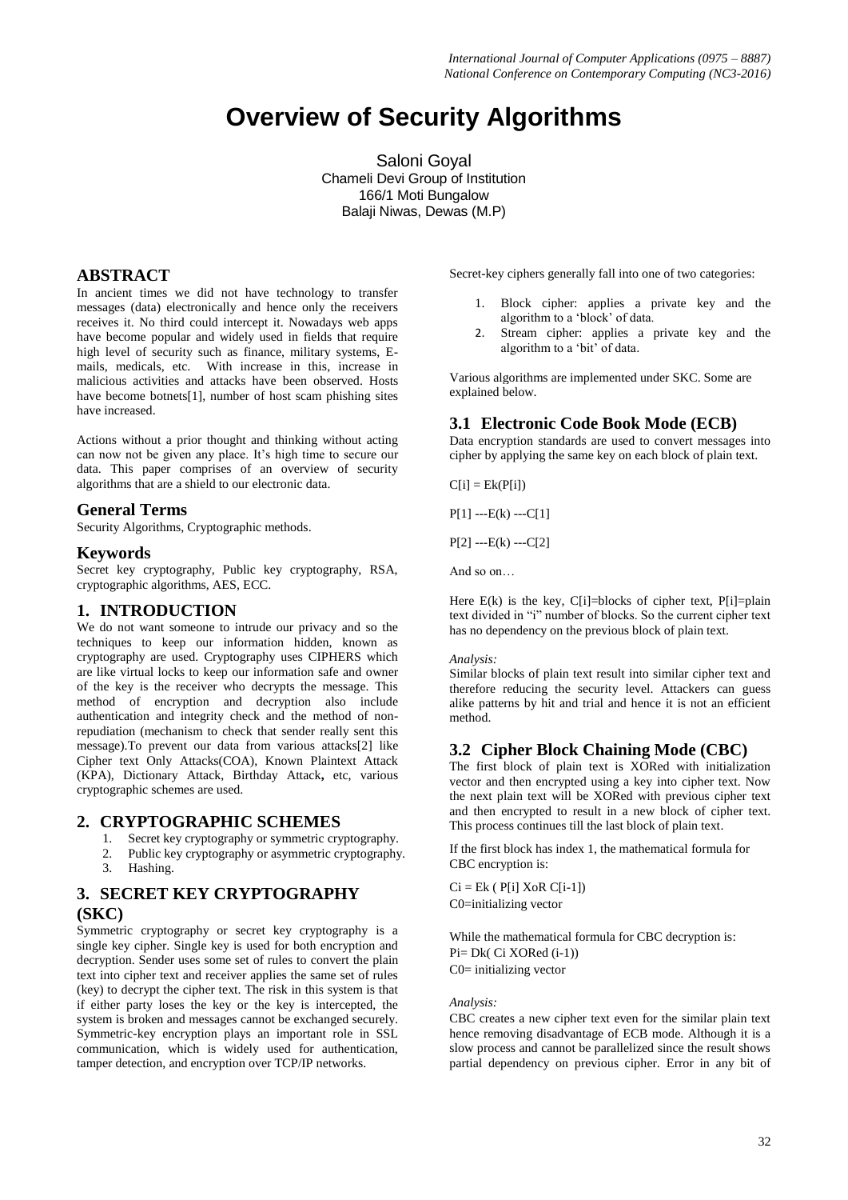# Overview of Security Algorithms

Saloni Goyal
Chameli Devi Group of Institution
166/1 Moti Bungalow
Balaji Niwas, Dewas (M.P)

## ABSTRACT

In ancient times we did not have technology to transfer messages (data) electronically and hence only the receivers receives it. No third could intercept it. Nowadays web apps have become popular and widely used in fields that require high level of security such as finance, military systems, E-mails, medicals, etc. With increase in this, increase in malicious activities and attacks have been observed. Hosts have become botnets[1], number of host scam phishing sites have increased.

Actions without a prior thought and thinking without acting can now not be given any place. It's high time to secure our data. This paper comprises of an overview of security algorithms that are a shield to our electronic data.

## General Terms

Security Algorithms, Cryptographic methods.

## Keywords

Secret key cryptography, Public key cryptography, RSA, cryptographic algorithms, AES, ECC.

## 1. INTRODUCTION

We do not want someone to intrude our privacy and so the techniques to keep our information hidden, known as cryptography are used. Cryptography uses CIPHERS which are like virtual locks to keep our information safe and owner of the key is the receiver who decrypts the message. This method of encryption and decryption also include authentication and integrity check and the method of non-repudiation (mechanism to check that sender really sent this message).To prevent our data from various attacks[2] like Cipher text Only Attacks(COA), Known Plaintext Attack (KPA), Dictionary Attack, Birthday Attack**,** etc, various cryptographic schemes are used.

## 2. CRYPTOGRAPHIC SCHEMES

1. Secret key cryptography or symmetric cryptography.
2. Public key cryptography or asymmetric cryptography.
3. Hashing.

## 3. SECRET KEY CRYPTOGRAPHY (SKC)

Symmetric cryptography or secret key cryptography is a single key cipher. Single key is used for both encryption and decryption. Sender uses some set of rules to convert the plain text into cipher text and receiver applies the same set of rules (key) to decrypt the cipher text. The risk in this system is that if either party loses the key or the key is intercepted, the system is broken and messages cannot be exchanged securely. Symmetric-key encryption plays an important role in SSL communication, which is widely used for authentication, tamper detection, and encryption over TCP/IP networks.

Secret-key ciphers generally fall into one of two categories:

1. Block cipher: applies a private key and the algorithm to a 'block' of data.
2. Stream cipher: applies a private key and the algorithm to a 'bit' of data.

Various algorithms are implemented under SKC. Some are explained below.

### 3.1 Electronic Code Book Mode (ECB)

Data encryption standards are used to convert messages into cipher by applying the same key on each block of plain text.

$C[i] = Ek(P[i])$

$P[1]$ ---$E(k)$ ---$C[1]$

$P[2]$ ---$E(k)$ ---$C[2]$

And so on…

Here $E(k)$ is the key, $C[i]$=blocks of cipher text, $P[i]$=plain text divided in "i" number of blocks. So the current cipher text has no dependency on the previous block of plain text.

*Analysis:*

Similar blocks of plain text result into similar cipher text and therefore reducing the security level. Attackers can guess alike patterns by hit and trial and hence it is not an efficient method.

### 3.2 Cipher Block Chaining Mode (CBC)

The first block of plain text is XORed with initialization vector and then encrypted using a key into cipher text. Now the next plain text will be XORed with previous cipher text and then encrypted to result in a new block of cipher text. This process continues till the last block of plain text.

If the first block has index 1, the mathematical formula for CBC encryption is:

$Ci = Ek ( P[i] \text{ XoR } C[i-1])$
C0=initializing vector

While the mathematical formula for CBC decryption is:
$Pi= Dk( Ci \text{ XORed } (i-1))$
C0= initializing vector

*Analysis:*

CBC creates a new cipher text even for the similar plain text hence removing disadvantage of ECB mode. Although it is a slow process and cannot be parallelized since the result shows partial dependency on previous cipher. Error in any bit of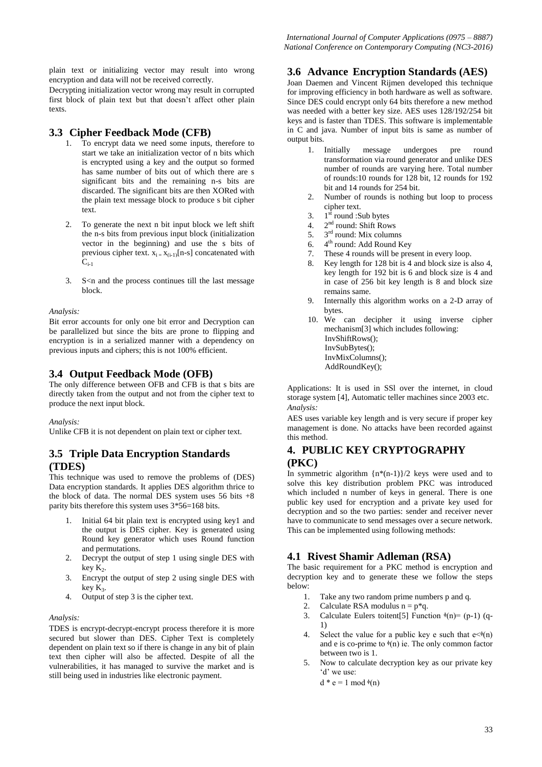plain text or initializing vector may result into wrong encryption and data will not be received correctly.

Decrypting initialization vector wrong may result in corrupted first block of plain text but that doesn't affect other plain texts.

### 3.3 Cipher Feedback Mode (CFB)

1. To encrypt data we need some inputs, therefore to start we take an initialization vector of n bits which is encrypted using a key and the output so formed has same number of bits out of which there are s significant bits and the remaining n-s bits are discarded. The significant bits are then XORed with the plain text message block to produce s bit cipher text.
2. To generate the next n bit input block we left shift the n-s bits from previous input block (initialization vector in the beginning) and use the s bits of previous cipher text. $x_i = x_{(i-1)}[n-s]$ concatenated with $C_{i-1}$
3. S<n and the process continues till the last message block.

*Analysis:*

Bit error accounts for only one bit error and Decryption can be parallelized but since the bits are prone to flipping and encryption is in a serialized manner with a dependency on previous inputs and ciphers; this is not 100% efficient.

### 3.4 Output Feedback Mode (OFB)

The only difference between OFB and CFB is that s bits are directly taken from the output and not from the cipher text to produce the next input block.

*Analysis:*

Unlike CFB it is not dependent on plain text or cipher text.

### 3.5 Triple Data Encryption Standards (TDES)

This technique was used to remove the problems of (DES) Data encryption standards. It applies DES algorithm thrice to the block of data. The normal DES system uses 56 bits +8 parity bits therefore this system uses 3*56=168 bits.

1. Initial 64 bit plain text is encrypted using key1 and the output is DES cipher. Key is generated using Round key generator which uses Round function and permutations.
2. Decrypt the output of step 1 using single DES with key $K_2$.
3. Encrypt the output of step 2 using single DES with key $K_3$.
4. Output of step 3 is the cipher text.

*Analysis:*

TDES is encrypt-decrypt-encrypt process therefore it is more secured but slower than DES. Cipher Text is completely dependent on plain text so if there is change in any bit of plain text then cipher will also be affected. Despite of all the vulnerabilities, it has managed to survive the market and is still being used in industries like electronic payment.

### 3.6 Advance Encryption Standards (AES)

Joan Daemen and Vincent Rijmen developed this technique for improving efficiency in both hardware as well as software. Since DES could encrypt only 64 bits therefore a new method was needed with a better key size. AES uses 128/192/254 bit keys and is faster than TDES. This software is implementable in C and java. Number of input bits is same as number of output bits.

1. Initially message undergoes pre round transformation via round generator and unlike DES number of rounds are varying here. Total number of rounds:10 rounds for 128 bit, 12 rounds for 192 bit and 14 rounds for 254 bit.
2. Number of rounds is nothing but loop to process cipher text.
3. 1st round :Sub bytes
4. 2nd round: Shift Rows
5. 3rd round: Mix columns
6. 4th round: Add Round Key
7. These 4 rounds will be present in every loop.
8. Key length for 128 bit is 4 and block size is also 4, key length for 192 bit is 6 and block size is 4 and in case of 256 bit key length is 8 and block size remains same.
9. Internally this algorithm works on a 2-D array of bytes.
10. We can decipher it using inverse cipher mechanism[3] which includes following:
    InvShiftRows();
    InvSubBytes();
    InvMixColumns();
    AddRoundKey();

Applications: It is used in SSl over the internet, in cloud storage system [4], Automatic teller machines since 2003 etc.

*Analysis:*

AES uses variable key length and is very secure if proper key management is done. No attacks have been recorded against this method.

## 4. PUBLIC KEY CRYPTOGRAPHY (PKC)

In symmetric algorithm $\{n*(n-1)\}/2$ keys were used and to solve this key distribution problem PKC was introduced which included n number of keys in general. There is one public key used for encryption and a private key used for decryption and so the two parties: sender and receiver never have to communicate to send messages over a secure network. This can be implemented using following methods:

### 4.1 Rivest Shamir Adleman (RSA)

The basic requirement for a PKC method is encryption and decryption key and to generate these we follow the steps below:

1. Take any two random prime numbers p and q.
2. Calculate RSA modulus $n = p*q$.
3. Calculate Eulers toitent[5] Function $\phi(n)= (p-1)(q-1)$
4. Select the value for a public key e such that $e<\phi(n)$ and e is co-prime to $\phi(n)$ ie. The only common factor between two is 1.
5. Now to calculate decryption key as our private key 'd' we use:
   $d * e = 1 \bmod \phi(n)$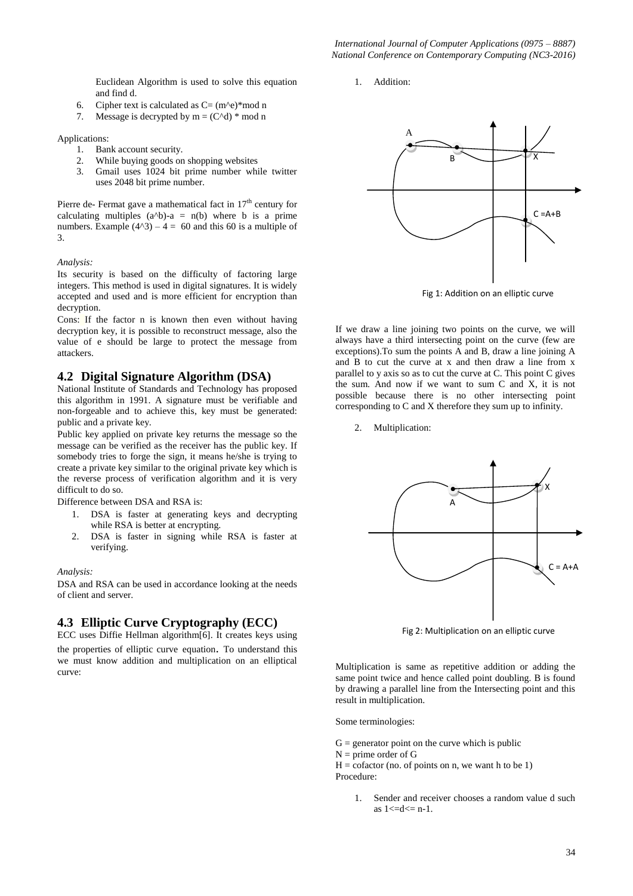Euclidean Algorithm is used to solve this equation and find d.

6. Cipher text is calculated as C= (m^e)*mod n
7. Message is decrypted by m = (C^d) * mod n

Applications:

1. Bank account security.
2. While buying goods on shopping websites
3. Gmail uses 1024 bit prime number while twitter uses 2048 bit prime number.

Pierre de- Fermat gave a mathematical fact in 17th century for calculating multiples (a^b)-a = n(b) where b is a prime numbers. Example (4^3) – 4 = 60 and this 60 is a multiple of 3.

*Analysis:*

Its security is based on the difficulty of factoring large integers. This method is used in digital signatures. It is widely accepted and used and is more efficient for encryption than decryption.

Cons: If the factor n is known then even without having decryption key, it is possible to reconstruct message, also the value of e should be large to protect the message from attackers.

## 4.2 Digital Signature Algorithm (DSA)

National Institute of Standards and Technology has proposed this algorithm in 1991. A signature must be verifiable and non-forgeable and to achieve this, key must be generated: public and a private key.

Public key applied on private key returns the message so the message can be verified as the receiver has the public key. If somebody tries to forge the sign, it means he/she is trying to create a private key similar to the original private key which is the reverse process of verification algorithm and it is very difficult to do so.

Difference between DSA and RSA is:

1. DSA is faster at generating keys and decrypting while RSA is better at encrypting.
2. DSA is faster in signing while RSA is faster at verifying.

*Analysis:*

DSA and RSA can be used in accordance looking at the needs of client and server.

## 4.3 Elliptic Curve Cryptography (ECC)

ECC uses Diffie Hellman algorithm[6]. It creates keys using the properties of elliptic curve equation. To understand this we must know addition and multiplication on an elliptical curve:

1. Addition:

Fig 1: Addition on an elliptic curve

If we draw a line joining two points on the curve, we will always have a third intersecting point on the curve (few are exceptions).To sum the points A and B, draw a line joining A and B to cut the curve at x and then draw a line from x parallel to y axis so as to cut the curve at C. This point C gives the sum. And now if we want to sum C and X, it is not possible because there is no other intersecting point corresponding to C and X therefore they sum up to infinity.

2. Multiplication:

Fig 2: Multiplication on an elliptic curve

Multiplication is same as repetitive addition or adding the same point twice and hence called point doubling. B is found by drawing a parallel line from the Intersecting point and this result in multiplication.

Some terminologies:

G = generator point on the curve which is public
N = prime order of G
H = cofactor (no. of points on n, we want h to be 1)
Procedure:

1. Sender and receiver chooses a random value d such as 1<=d<= n-1.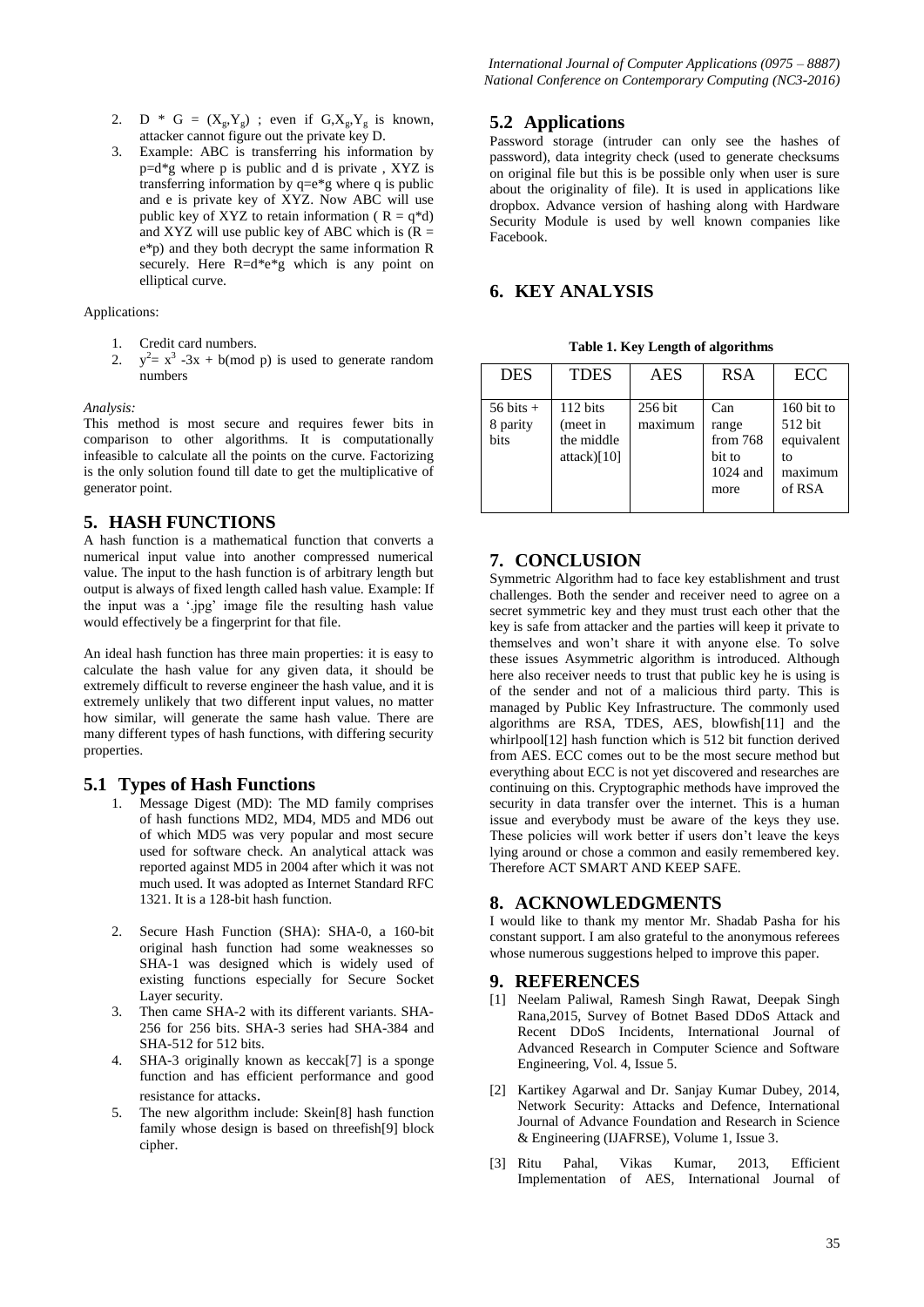2. $D * G = (X_g, Y_g)$ ; even if $G, X_g, Y_g$ is known, attacker cannot figure out the private key D.
3. Example: ABC is transferring his information by p=d*g where p is public and d is private , XYZ is transferring information by q=e*g where q is public and e is private key of XYZ. Now ABC will use public key of XYZ to retain information ( R = q*d) and XYZ will use public key of ABC which is (R = e*p) and they both decrypt the same information R securely. Here R=d*e*g which is any point on elliptical curve.

Applications:

1. Credit card numbers.
2. $y^2 = x^3 - 3x + b(\text{mod } p)$ is used to generate random numbers

*Analysis:*

This method is most secure and requires fewer bits in comparison to other algorithms. It is computationally infeasible to calculate all the points on the curve. Factorizing is the only solution found till date to get the multiplicative of generator point.

# 5. HASH FUNCTIONS

A hash function is a mathematical function that converts a numerical input value into another compressed numerical value. The input to the hash function is of arbitrary length but output is always of fixed length called hash value. Example: If the input was a '.jpg' image file the resulting hash value would effectively be a fingerprint for that file.

An ideal hash function has three main properties: it is easy to calculate the hash value for any given data, it should be extremely difficult to reverse engineer the hash value, and it is extremely unlikely that two different input values, no matter how similar, will generate the same hash value. There are many different types of hash functions, with differing security properties.

## 5.1 Types of Hash Functions

1. Message Digest (MD): The MD family comprises of hash functions MD2, MD4, MD5 and MD6 out of which MD5 was very popular and most secure used for software check. An analytical attack was reported against MD5 in 2004 after which it was not much used. It was adopted as Internet Standard RFC 1321. It is a 128-bit hash function.
2. Secure Hash Function (SHA): SHA-0, a 160-bit original hash function had some weaknesses so SHA-1 was designed which is widely used of existing functions especially for Secure Socket Layer security.
3. Then came SHA-2 with its different variants. SHA-256 for 256 bits. SHA-3 series had SHA-384 and SHA-512 for 512 bits.
4. SHA-3 originally known as keccak[7] is a sponge function and has efficient performance and good resistance for attacks.
5. The new algorithm include: Skein[8] hash function family whose design is based on threefish[9] block cipher.

## 5.2 Applications

Password storage (intruder can only see the hashes of password), data integrity check (used to generate checksums on original file but this is be possible only when user is sure about the originality of file). It is used in applications like dropbox. Advance version of hashing along with Hardware Security Module is used by well known companies like Facebook.

# 6. KEY ANALYSIS

**Table 1. Key Length of algorithms**

| DES | TDES | AES | RSA | ECC |
|---|---|---|---|---|
| 56 bits + 8 parity bits | 112 bits (meet in the middle attack)[10] | 256 bit maximum | Can range from 768 bit to 1024 and more | 160 bit to 512 bit equivalent to maximum of RSA |

# 7. CONCLUSION

Symmetric Algorithm had to face key establishment and trust challenges. Both the sender and receiver need to agree on a secret symmetric key and they must trust each other that the key is safe from attacker and the parties will keep it private to themselves and won't share it with anyone else. To solve these issues Asymmetric algorithm is introduced. Although here also receiver needs to trust that public key he is using is of the sender and not of a malicious third party. This is managed by Public Key Infrastructure. The commonly used algorithms are RSA, TDES, AES, blowfish[11] and the whirlpool[12] hash function which is 512 bit function derived from AES. ECC comes out to be the most secure method but everything about ECC is not yet discovered and researches are continuing on this. Cryptographic methods have improved the security in data transfer over the internet. This is a human issue and everybody must be aware of the keys they use. These policies will work better if users don't leave the keys lying around or chose a common and easily remembered key. Therefore ACT SMART AND KEEP SAFE.

# 8. ACKNOWLEDGMENTS

I would like to thank my mentor Mr. Shadab Pasha for his constant support. I am also grateful to the anonymous referees whose numerous suggestions helped to improve this paper.

# 9. REFERENCES

[1] Neelam Paliwal, Ramesh Singh Rawat, Deepak Singh Rana,2015, Survey of Botnet Based DDoS Attack and Recent DDoS Incidents, International Journal of Advanced Research in Computer Science and Software Engineering, Vol. 4, Issue 5.

[2] Kartikey Agarwal and Dr. Sanjay Kumar Dubey, 2014, Network Security: Attacks and Defence, International Journal of Advance Foundation and Research in Science & Engineering (IJAFRSE), Volume 1, Issue 3.

[3] Ritu Pahal, Vikas Kumar, 2013, Efficient Implementation of AES, International Journal of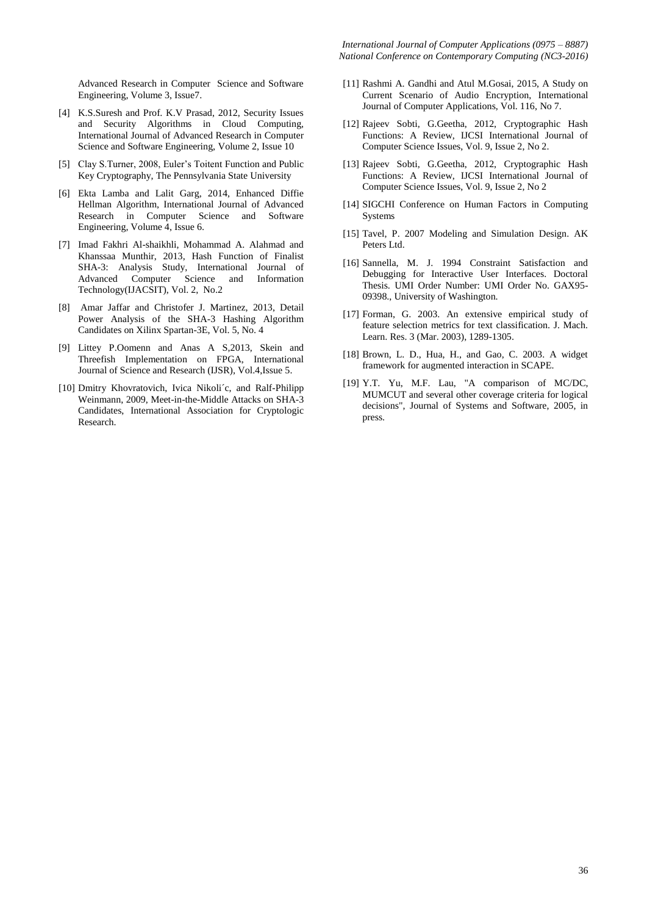Advanced Research in Computer Science and Software Engineering, Volume 3, Issue7.

[4] K.S.Suresh and Prof. K.V Prasad, 2012, Security Issues and Security Algorithms in Cloud Computing, International Journal of Advanced Research in Computer Science and Software Engineering, Volume 2, Issue 10

[5] Clay S.Turner, 2008, Euler's Toitent Function and Public Key Cryptography, The Pennsylvania State University

[6] Ekta Lamba and Lalit Garg, 2014, Enhanced Diffie Hellman Algorithm, International Journal of Advanced Research in Computer Science and Software Engineering, Volume 4, Issue 6.

[7] Imad Fakhri Al-shaikhli, Mohammad A. Alahmad and Khanssaa Munthir, 2013, Hash Function of Finalist SHA-3: Analysis Study, International Journal of Advanced Computer Science and Information Technology(IJACSIT), Vol. 2, No.2

[8] Amar Jaffar and Christofer J. Martinez, 2013, Detail Power Analysis of the SHA-3 Hashing Algorithm Candidates on Xilinx Spartan-3E, Vol. 5, No. 4

[9] Littey P.Oomenn and Anas A S,2013, Skein and Threefish Implementation on FPGA, International Journal of Science and Research (IJSR), Vol.4,Issue 5.

[10] Dmitry Khovratovich, Ivica Nikoli´c, and Ralf-Philipp Weinmann, 2009, Meet-in-the-Middle Attacks on SHA-3 Candidates, International Association for Cryptologic Research.

[11] Rashmi A. Gandhi and Atul M.Gosai, 2015, A Study on Current Scenario of Audio Encryption, International Journal of Computer Applications, Vol. 116, No 7.

[12] Rajeev Sobti, G.Geetha, 2012, Cryptographic Hash Functions: A Review, IJCSI International Journal of Computer Science Issues, Vol. 9, Issue 2, No 2.

[13] Rajeev Sobti, G.Geetha, 2012, Cryptographic Hash Functions: A Review, IJCSI International Journal of Computer Science Issues, Vol. 9, Issue 2, No 2

[14] SIGCHI Conference on Human Factors in Computing Systems

[15] Tavel, P. 2007 Modeling and Simulation Design. AK Peters Ltd.

[16] Sannella, M. J. 1994 Constraint Satisfaction and Debugging for Interactive User Interfaces. Doctoral Thesis. UMI Order Number: UMI Order No. GAX95-09398., University of Washington.

[17] Forman, G. 2003. An extensive empirical study of feature selection metrics for text classification. J. Mach. Learn. Res. 3 (Mar. 2003), 1289-1305.

[18] Brown, L. D., Hua, H., and Gao, C. 2003. A widget framework for augmented interaction in SCAPE.

[19] Y.T. Yu, M.F. Lau, "A comparison of MC/DC, MUMCUT and several other coverage criteria for logical decisions", Journal of Systems and Software, 2005, in press.